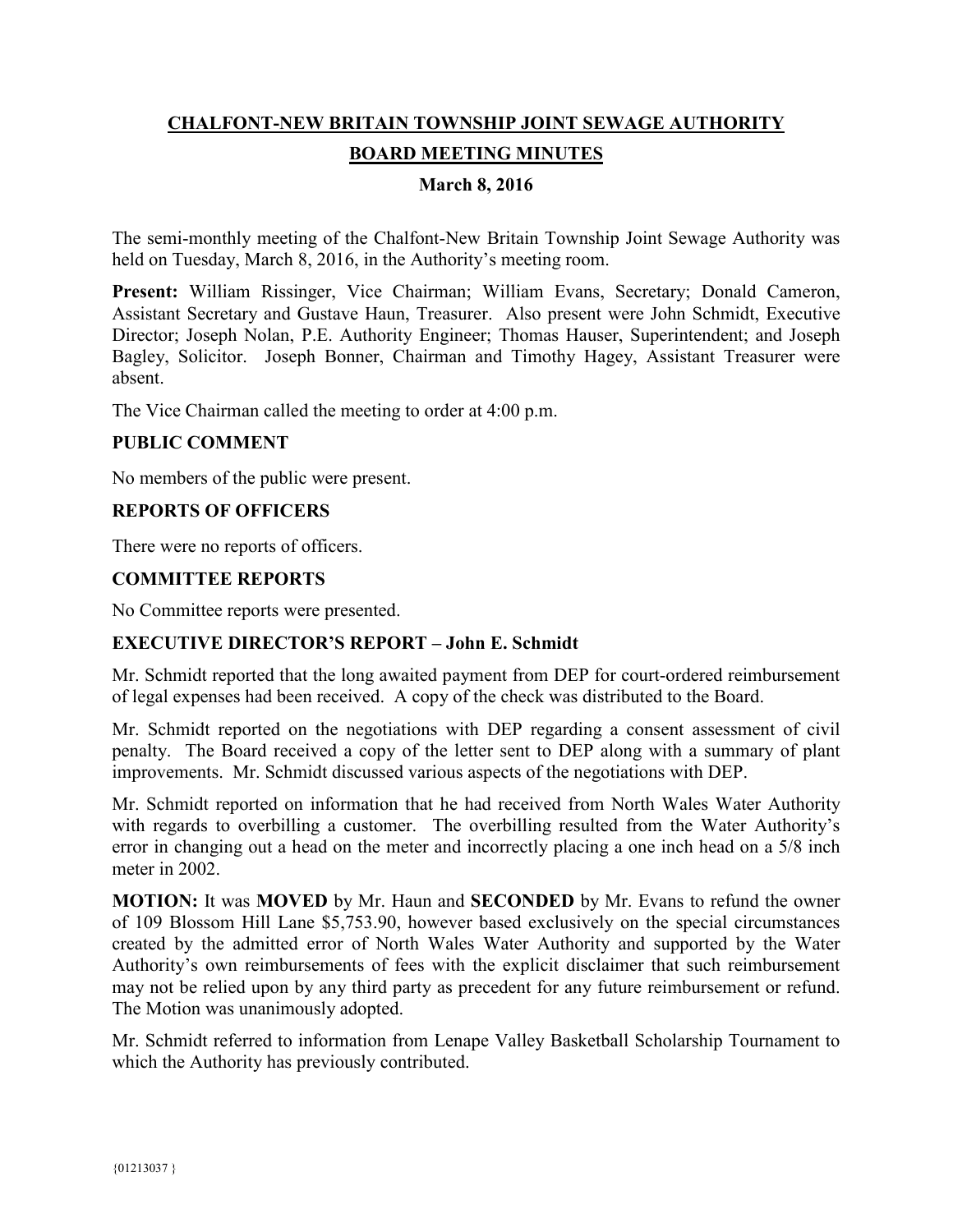# CHALFONT-NEW BRITAIN TOWNSHIP JOINT SEWAGE AUTHORITY

## BOARD MEETING MINUTES

### March 8, 2016

The semi-monthly meeting of the Chalfont-New Britain Township Joint Sewage Authority was held on Tuesday, March 8, 2016, in the Authority's meeting room.

**Present:** William Rissinger, Vice Chairman; William Evans, Secretary; Donald Cameron, Assistant Secretary and Gustave Haun, Treasurer. Also present were John Schmidt, Executive Director; Joseph Nolan, P.E. Authority Engineer; Thomas Hauser, Superintendent; and Joseph Bagley, Solicitor. Joseph Bonner, Chairman and Timothy Hagey, Assistant Treasurer were absent.

The Vice Chairman called the meeting to order at 4:00 p.m.

**PUBLIC COMMENT**

No members of the public were present.

**REPORTS OF OFFICERS**

There were no reports of officers.

**COMMITTEE REPORTS**

No Committee reports were presented.

**EXECUTIVE DIRECTOR'S REPORT – John E. Schmidt**

Mr. Schmidt reported that the long awaited payment from DEP for court-ordered reimbursement of legal expenses had been received. A copy of the check was distributed to the Board.

Mr. Schmidt reported on the negotiations with DEP regarding a consent assessment of civil penalty. The Board received a copy of the letter sent to DEP along with a summary of plant improvements. Mr. Schmidt discussed various aspects of the negotiations with DEP.

Mr. Schmidt reported on information that he had received from North Wales Water Authority with regards to overbilling a customer. The overbilling resulted from the Water Authority's error in changing out a head on the meter and incorrectly placing a one inch head on a 5/8 inch meter in 2002.

**MOTION:** It was **MOVED** by Mr. Haun and **SECONDED** by Mr. Evans to refund the owner of 109 Blossom Hill Lane $5,753.90, however based exclusively on the special circumstances created by the admitted error of North Wales Water Authority and supported by the Water Authority's own reimbursements of fees with the explicit disclaimer that such reimbursement may not be relied upon by any third party as precedent for any future reimbursement or refund. The Motion was unanimously adopted.

Mr. Schmidt referred to information from Lenape Valley Basketball Scholarship Tournament to which the Authority has previously contributed.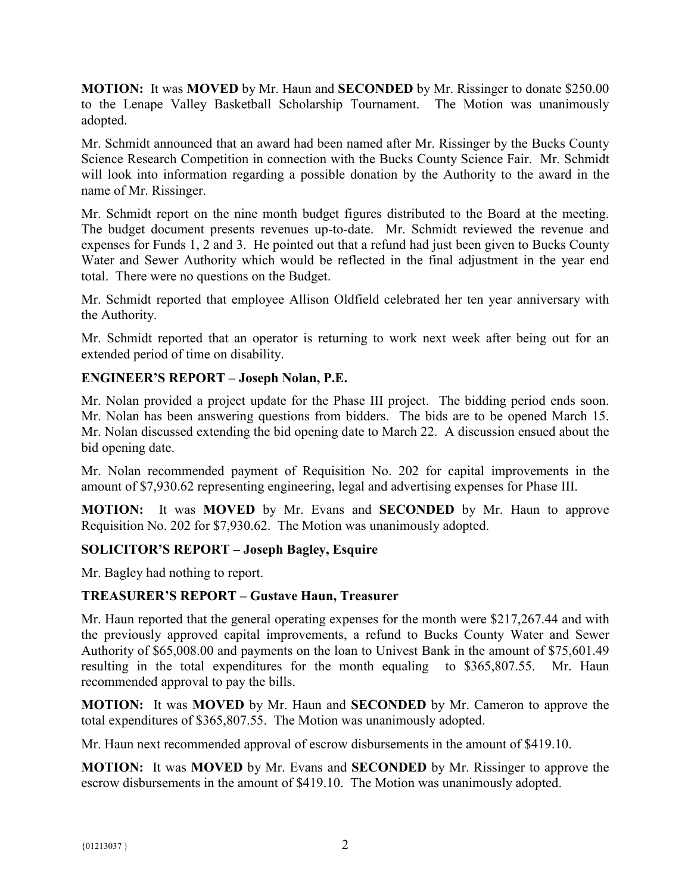**MOTION:** It was **MOVED** by Mr. Haun and **SECONDED** by Mr. Rissinger to donate $250.00 to the Lenape Valley Basketball Scholarship Tournament. The Motion was unanimously adopted.

Mr. Schmidt announced that an award had been named after Mr. Rissinger by the Bucks County Science Research Competition in connection with the Bucks County Science Fair. Mr. Schmidt will look into information regarding a possible donation by the Authority to the award in the name of Mr. Rissinger.

Mr. Schmidt report on the nine month budget figures distributed to the Board at the meeting. The budget document presents revenues up-to-date. Mr. Schmidt reviewed the revenue and expenses for Funds 1, 2 and 3. He pointed out that a refund had just been given to Bucks County Water and Sewer Authority which would be reflected in the final adjustment in the year end total. There were no questions on the Budget.

Mr. Schmidt reported that employee Allison Oldfield celebrated her ten year anniversary with the Authority.

Mr. Schmidt reported that an operator is returning to work next week after being out for an extended period of time on disability.

### ENGINEER'S REPORT – Joseph Nolan, P.E.

Mr. Nolan provided a project update for the Phase III project. The bidding period ends soon. Mr. Nolan has been answering questions from bidders. The bids are to be opened March 15. Mr. Nolan discussed extending the bid opening date to March 22. A discussion ensued about the bid opening date.

Mr. Nolan recommended payment of Requisition No. 202 for capital improvements in the amount of $7,930.62 representing engineering, legal and advertising expenses for Phase III.

**MOTION:** It was **MOVED** by Mr. Evans and **SECONDED** by Mr. Haun to approve Requisition No. 202 for $7,930.62. The Motion was unanimously adopted.

### SOLICITOR'S REPORT – Joseph Bagley, Esquire

Mr. Bagley had nothing to report.

### TREASURER'S REPORT – Gustave Haun, Treasurer

Mr. Haun reported that the general operating expenses for the month were $217,267.44 and with the previously approved capital improvements, a refund to Bucks County Water and Sewer Authority of $65,008.00 and payments on the loan to Univest Bank in the amount of $75,601.49 resulting in the total expenditures for the month equaling to $365,807.55. Mr. Haun recommended approval to pay the bills.

**MOTION:** It was **MOVED** by Mr. Haun and **SECONDED** by Mr. Cameron to approve the total expenditures of $365,807.55. The Motion was unanimously adopted.

Mr. Haun next recommended approval of escrow disbursements in the amount of $419.10.

**MOTION:** It was **MOVED** by Mr. Evans and **SECONDED** by Mr. Rissinger to approve the escrow disbursements in the amount of $419.10. The Motion was unanimously adopted.

{01213037 }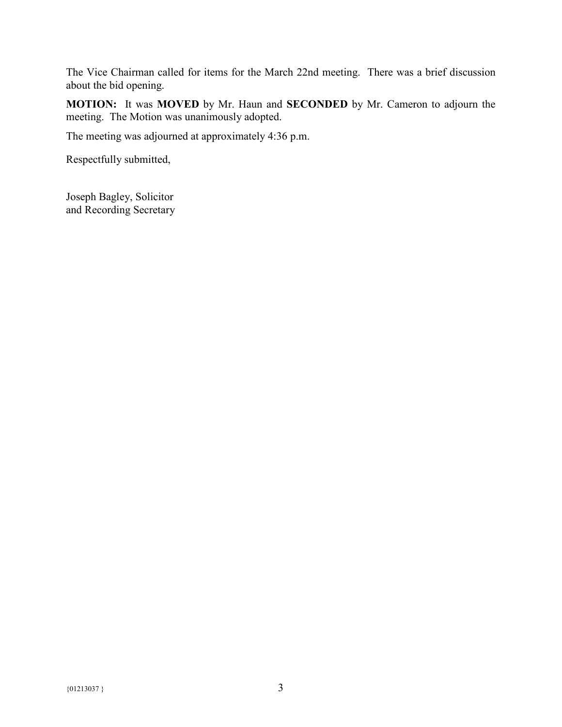The Vice Chairman called for items for the March 22nd meeting. There was a brief discussion about the bid opening.

**MOTION:** It was **MOVED** by Mr. Haun and **SECONDED** by Mr. Cameron to adjourn the meeting. The Motion was unanimously adopted.

The meeting was adjourned at approximately 4:36 p.m.

Respectfully submitted,

Joseph Bagley, Solicitor
and Recording Secretary

{01213037 }